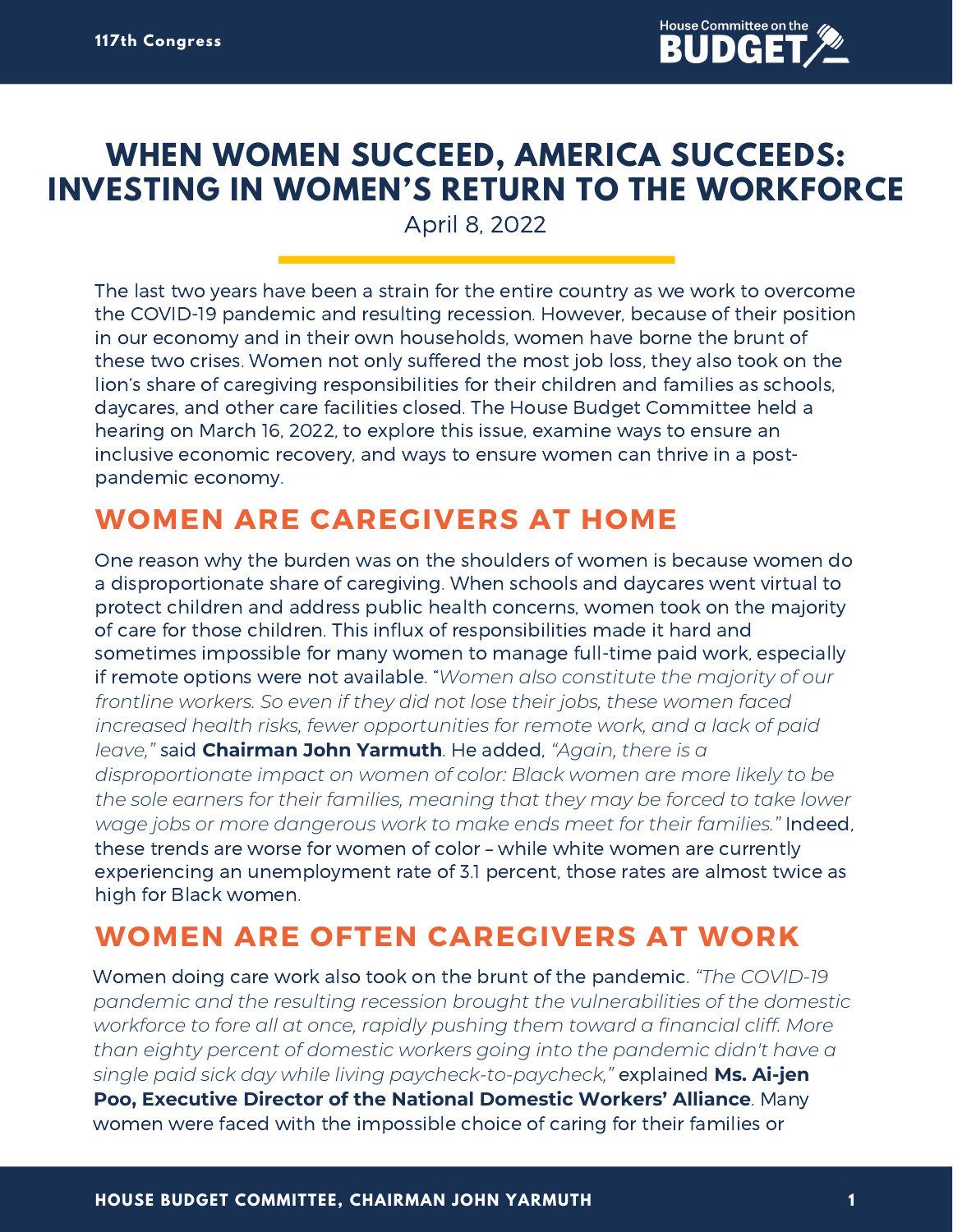# WHEN WOMEN SUCCEED, AMERICA SUCCEEDS: INVESTING IN WOMEN'S RETURN TO THE WORKFORCE

April 8, 2022

The last two years have been a strain for the entire country as we work to overcome the COVID-19 pandemic and resulting recession. However, because of their position in our economy and in their own households, women have borne the brunt of these two crises. Women not only suffered the most job loss, they also took on the lion's share of caregiving responsibilities for their children and families as schools, daycares, and other care facilities closed. The House Budget Committee held a hearing on March 16, 2022, to explore this issue, examine ways to ensure an inclusive economic recovery, and ways to ensure women can thrive in a post-pandemic economy.

## WOMEN ARE CAREGIVERS AT HOME

One reason why the burden was on the shoulders of women is because women do a disproportionate share of caregiving. When schools and daycares went virtual to protect children and address public health concerns, women took on the majority of care for those children. This influx of responsibilities made it hard and sometimes impossible for many women to manage full-time paid work, especially if remote options were not available. *"Women also constitute the majority of our frontline workers. So even if they did not lose their jobs, these women faced increased health risks, fewer opportunities for remote work, and a lack of paid leave,"* said **Chairman John Yarmuth**. He added, *"Again, there is a disproportionate impact on women of color: Black women are more likely to be the sole earners for their families, meaning that they may be forced to take lower wage jobs or more dangerous work to make ends meet for their families."* Indeed, these trends are worse for women of color – while white women are currently experiencing an unemployment rate of 3.1 percent, those rates are almost twice as high for Black women.

## WOMEN ARE OFTEN CAREGIVERS AT WORK

Women doing care work also took on the brunt of the pandemic. *"The COVID-19 pandemic and the resulting recession brought the vulnerabilities of the domestic workforce to fore all at once, rapidly pushing them toward a financial cliff. More than eighty percent of domestic workers going into the pandemic didn't have a single paid sick day while living paycheck-to-paycheck,"* explained **Ms. Ai-jen Poo, Executive Director of the National Domestic Workers' Alliance**. Many women were faced with the impossible choice of caring for their families or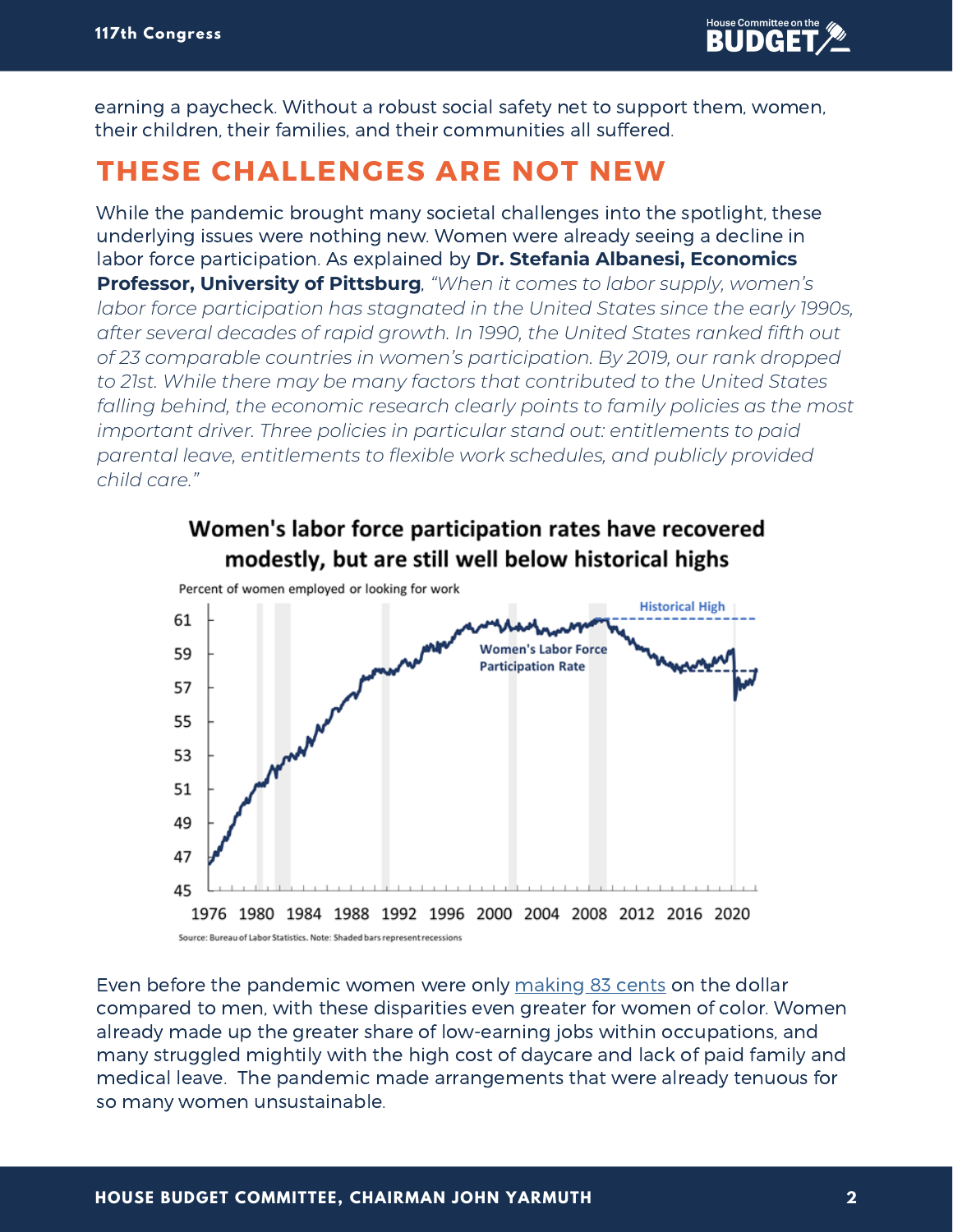earning a paycheck. Without a robust social safety net to support them, women, their children, their families, and their communities all suffered.

## THESE CHALLENGES ARE NOT NEW

While the pandemic brought many societal challenges into the spotlight, these underlying issues were nothing new. Women were already seeing a decline in labor force participation. As explained by **Dr. Stefania Albanesi, Economics Professor, University of Pittsburgh**, *"When it comes to labor supply, women's labor force participation has stagnated in the United States since the early 1990s, after several decades of rapid growth. In 1990, the United States ranked fifth out of 23 comparable countries in women's participation. By 2019, our rank dropped to 21st. While there may be many factors that contributed to the United States falling behind, the economic research clearly points to family policies as the most important driver. Three policies in particular stand out: entitlements to paid parental leave, entitlements to flexible work schedules, and publicly provided child care."*

**Women's labor force participation rates have recovered modestly, but are still well below historical highs**

Percent of women employed or looking for work

Source: Bureau of Labor Statistics. Note: Shaded bars represent recessions

Even before the pandemic women were only making 83 cents on the dollar compared to men, with these disparities even greater for women of color. Women already made up the greater share of low-earning jobs within occupations, and many struggled mightily with the high cost of daycare and lack of paid family and medical leave. The pandemic made arrangements that were already tenuous for so many women unsustainable.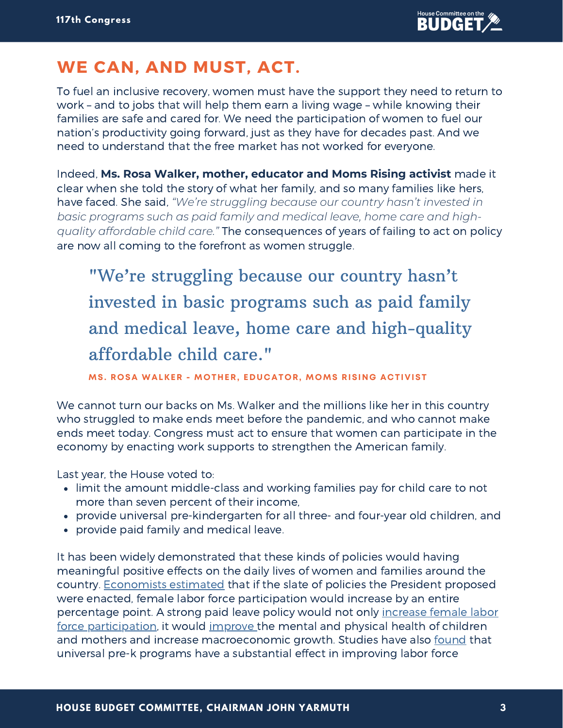## WE CAN, AND MUST, ACT.

To fuel an inclusive recovery, women must have the support they need to return to work – and to jobs that will help them earn a living wage – while knowing their families are safe and cared for. We need the participation of women to fuel our nation's productivity going forward, just as they have for decades past. And we need to understand that the free market has not worked for everyone.

Indeed, **Ms. Rosa Walker, mother, educator and Moms Rising activist** made it clear when she told the story of what her family, and so many families like hers, have faced. She said, *"We're struggling because our country hasn't invested in basic programs such as paid family and medical leave, home care and high-quality affordable child care."* The consequences of years of failing to act on policy are now all coming to the forefront as women struggle.

> "We're struggling because our country hasn't invested in basic programs such as paid family and medical leave, home care and high-quality affordable child care."
>
> **MS. ROSA WALKER - MOTHER, EDUCATOR, MOMS RISING ACTIVIST**

We cannot turn our backs on Ms. Walker and the millions like her in this country who struggled to make ends meet before the pandemic, and who cannot make ends meet today. Congress must act to ensure that women can participate in the economy by enacting work supports to strengthen the American family.

Last year, the House voted to:

- limit the amount middle-class and working families pay for child care to not more than seven percent of their income,
- provide universal pre-kindergarten for all three- and four-year old children, and
- provide paid family and medical leave.

It has been widely demonstrated that these kinds of policies would having meaningful positive effects on the daily lives of women and families around the country. Economists estimated that if the slate of policies the President proposed were enacted, female labor force participation would increase by an entire percentage point. A strong paid leave policy would not only increase female labor force participation, it would improve the mental and physical health of children and mothers and increase macroeconomic growth. Studies have also found that universal pre-k programs have a substantial effect in improving labor force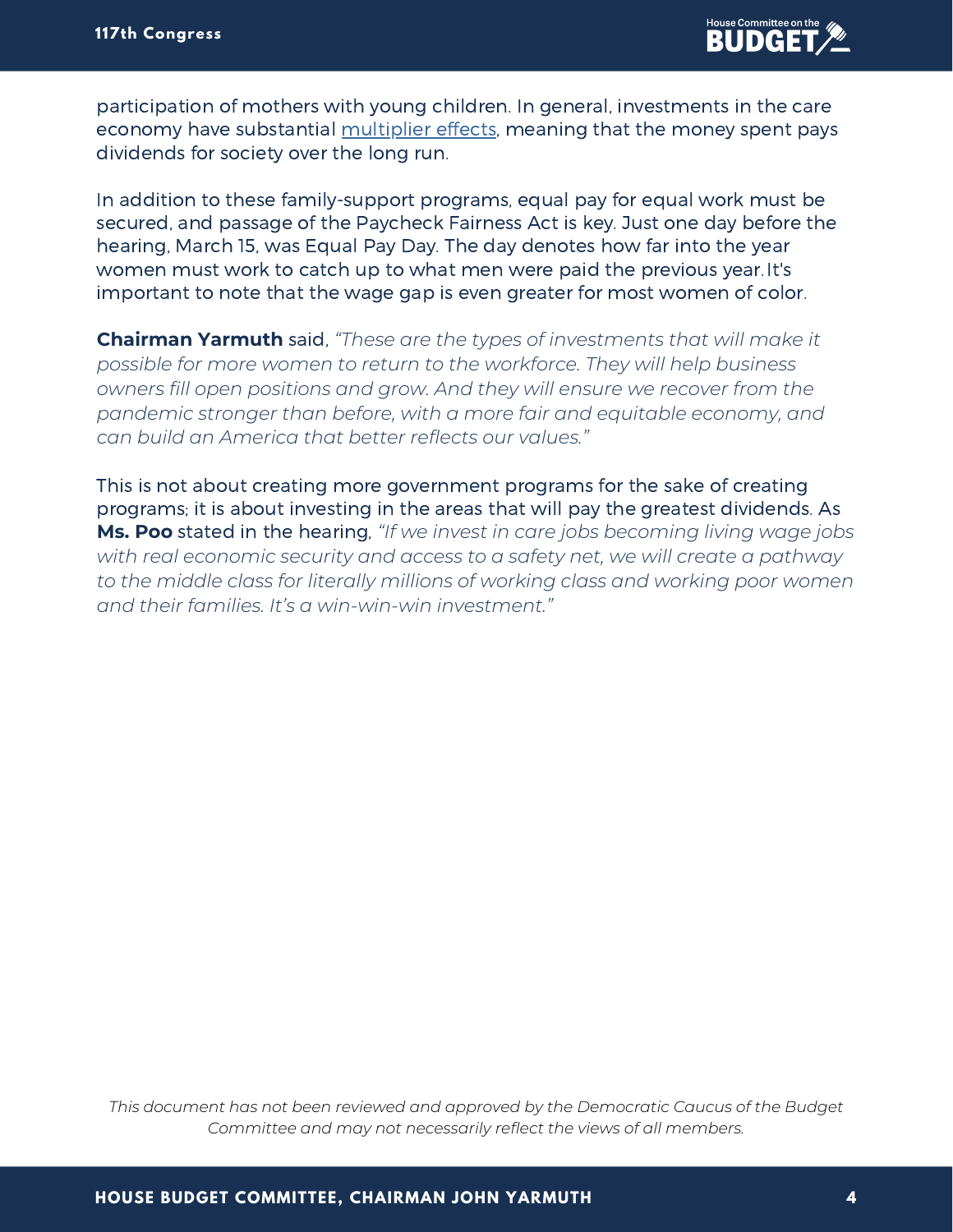participation of mothers with young children. In general, investments in the care economy have substantial multiplier effects, meaning that the money spent pays dividends for society over the long run.

In addition to these family-support programs, equal pay for equal work must be secured, and passage of the Paycheck Fairness Act is key. Just one day before the hearing, March 15, was Equal Pay Day. The day denotes how far into the year women must work to catch up to what men were paid the previous year. It's important to note that the wage gap is even greater for most women of color.

**Chairman Yarmuth** said, *"These are the types of investments that will make it possible for more women to return to the workforce. They will help business owners fill open positions and grow. And they will ensure we recover from the pandemic stronger than before, with a more fair and equitable economy, and can build an America that better reflects our values."*

This is not about creating more government programs for the sake of creating programs; it is about investing in the areas that will pay the greatest dividends. As **Ms. Poo** stated in the hearing, *"If we invest in care jobs becoming living wage jobs with real economic security and access to a safety net, we will create a pathway to the middle class for literally millions of working class and working poor women and their families. It's a win-win-win investment."*

*This document has not been reviewed and approved by the Democratic Caucus of the Budget Committee and may not necessarily reflect the views of all members.*